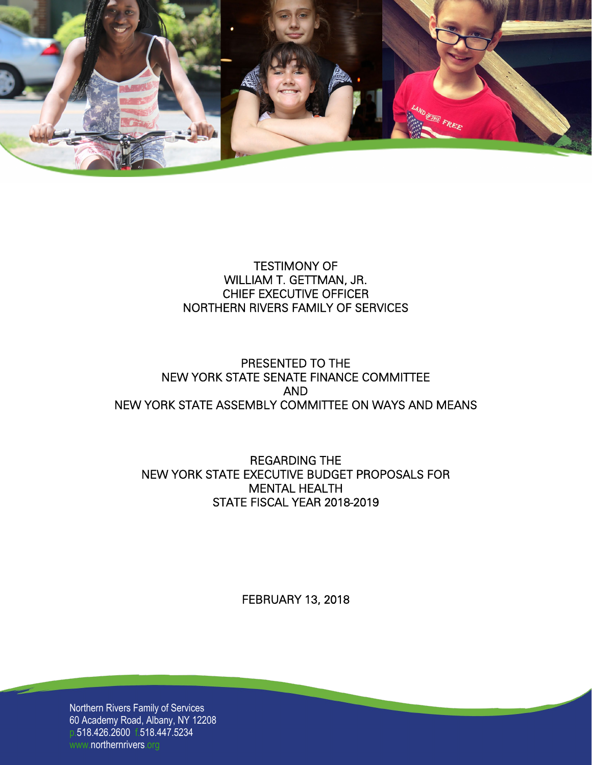TESTIMONY OF
WILLIAM T. GETTMAN, JR.
CHIEF EXECUTIVE OFFICER
NORTHERN RIVERS FAMILY OF SERVICES

PRESENTED TO THE
NEW YORK STATE SENATE FINANCE COMMITTEE
AND
NEW YORK STATE ASSEMBLY COMMITTEE ON WAYS AND MEANS

REGARDING THE
NEW YORK STATE EXECUTIVE BUDGET PROPOSALS FOR
MENTAL HEALTH
STATE FISCAL YEAR 2018-2019

FEBRUARY 13, 2018

Northern Rivers Family of Services
60 Academy Road, Albany, NY 12208
p.518.426.2600 f.518.447.5234
www.northernrivers.org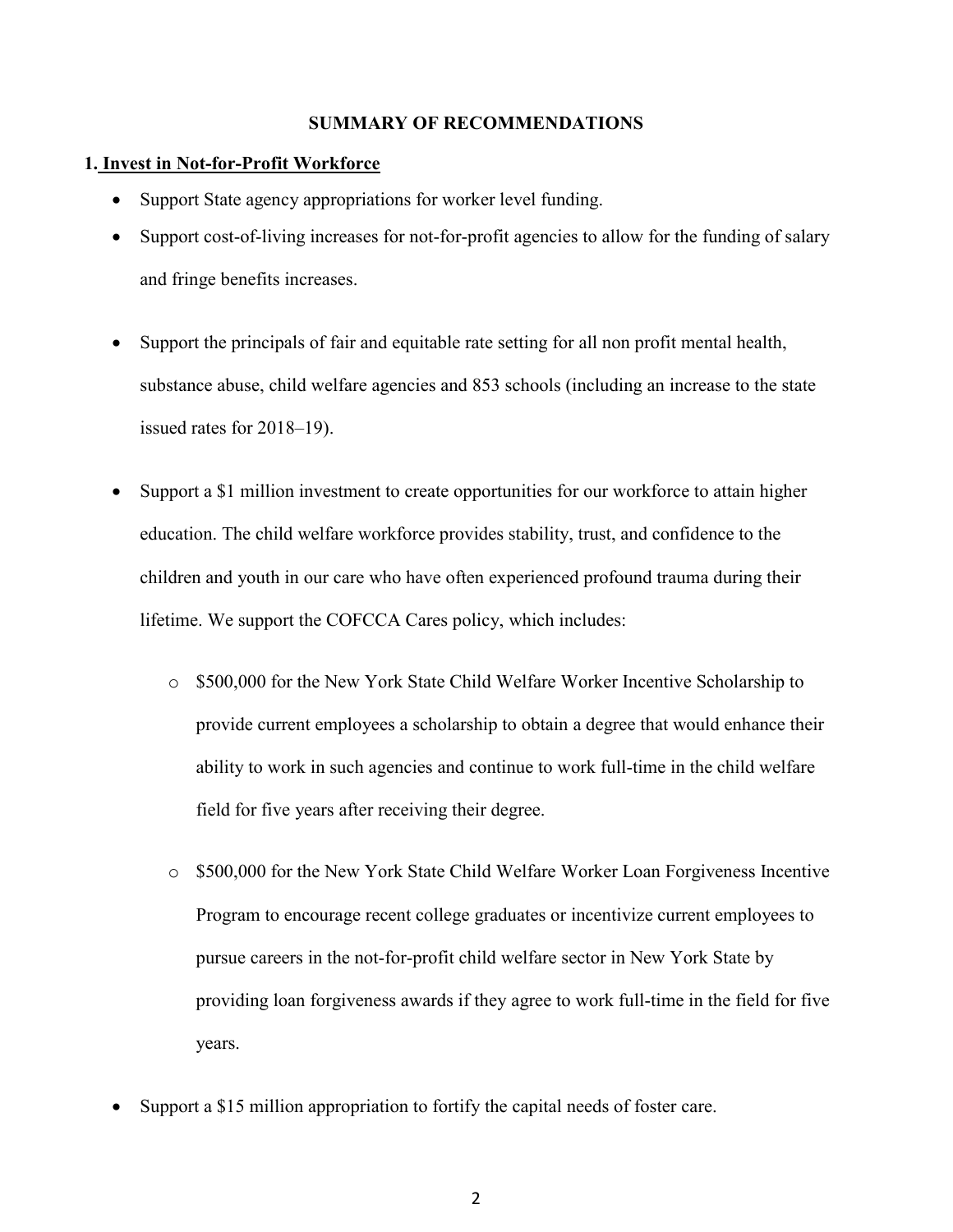## SUMMARY OF RECOMMENDATIONS

### 1. Invest in Not-for-Profit Workforce

- Support State agency appropriations for worker level funding.
- Support cost-of-living increases for not-for-profit agencies to allow for the funding of salary and fringe benefits increases.
- Support the principals of fair and equitable rate setting for all non profit mental health, substance abuse, child welfare agencies and 853 schools (including an increase to the state issued rates for 2018–19).
- Support a $1 million investment to create opportunities for our workforce to attain higher education. The child welfare workforce provides stability, trust, and confidence to the children and youth in our care who have often experienced profound trauma during their lifetime. We support the COFCCA Cares policy, which includes:
  - $500,000 for the New York State Child Welfare Worker Incentive Scholarship to provide current employees a scholarship to obtain a degree that would enhance their ability to work in such agencies and continue to work full-time in the child welfare field for five years after receiving their degree.
  - $500,000 for the New York State Child Welfare Worker Loan Forgiveness Incentive Program to encourage recent college graduates or incentivize current employees to pursue careers in the not-for-profit child welfare sector in New York State by providing loan forgiveness awards if they agree to work full-time in the field for five years.
- Support a $15 million appropriation to fortify the capital needs of foster care.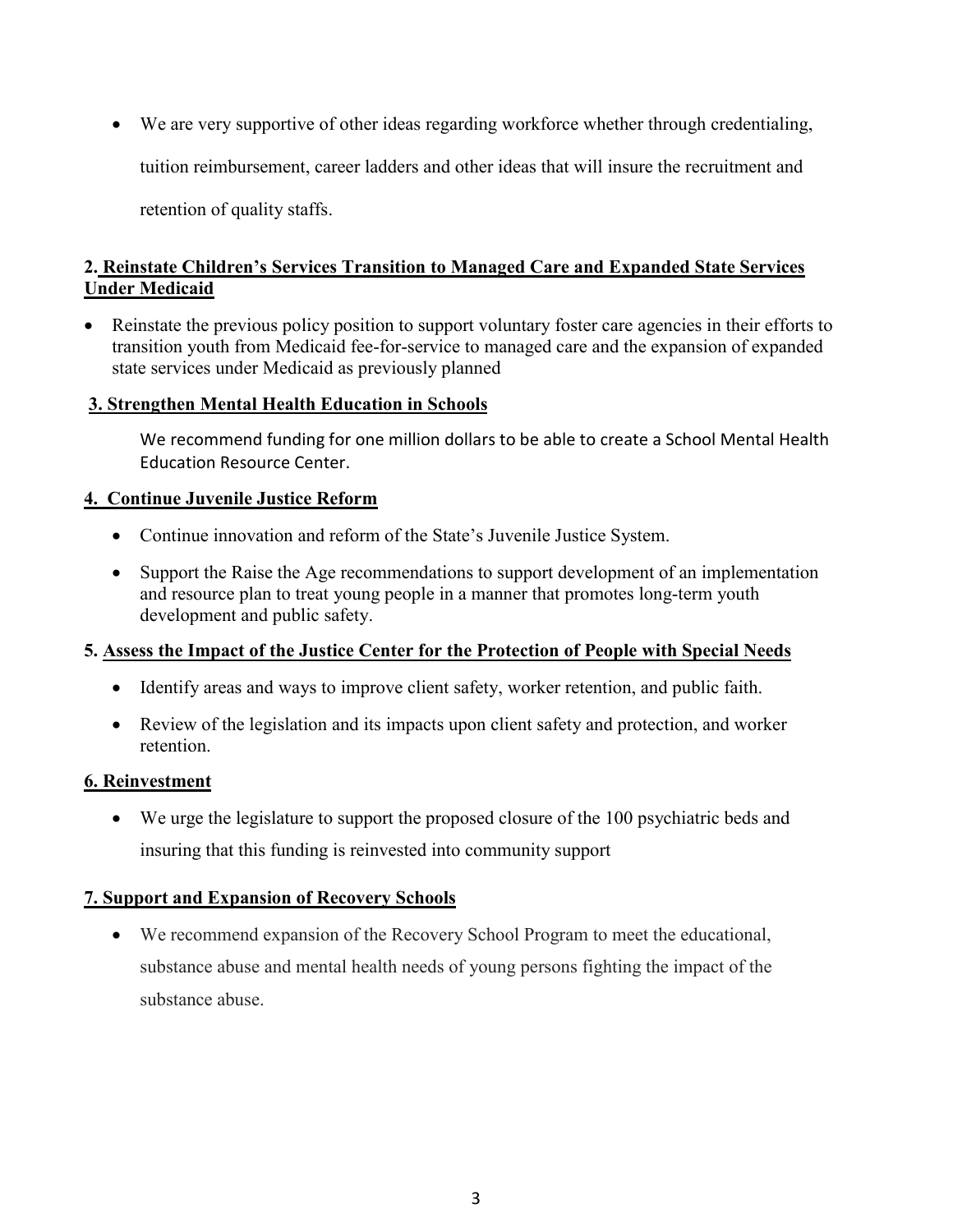- We are very supportive of other ideas regarding workforce whether through credentialing, tuition reimbursement, career ladders and other ideas that will insure the recruitment and retention of quality staffs.

**2. Reinstate Children's Services Transition to Managed Care and Expanded State Services Under Medicaid**

- Reinstate the previous policy position to support voluntary foster care agencies in their efforts to transition youth from Medicaid fee-for-service to managed care and the expansion of expanded state services under Medicaid as previously planned

**3. Strengthen Mental Health Education in Schools**

We recommend funding for one million dollars to be able to create a School Mental Health Education Resource Center.

**4. Continue Juvenile Justice Reform**

- Continue innovation and reform of the State's Juvenile Justice System.
- Support the Raise the Age recommendations to support development of an implementation and resource plan to treat young people in a manner that promotes long-term youth development and public safety.

**5. Assess the Impact of the Justice Center for the Protection of People with Special Needs**

- Identify areas and ways to improve client safety, worker retention, and public faith.
- Review of the legislation and its impacts upon client safety and protection, and worker retention.

**6. Reinvestment**

- We urge the legislature to support the proposed closure of the 100 psychiatric beds and insuring that this funding is reinvested into community support

**7. Support and Expansion of Recovery Schools**

- We recommend expansion of the Recovery School Program to meet the educational, substance abuse and mental health needs of young persons fighting the impact of the substance abuse.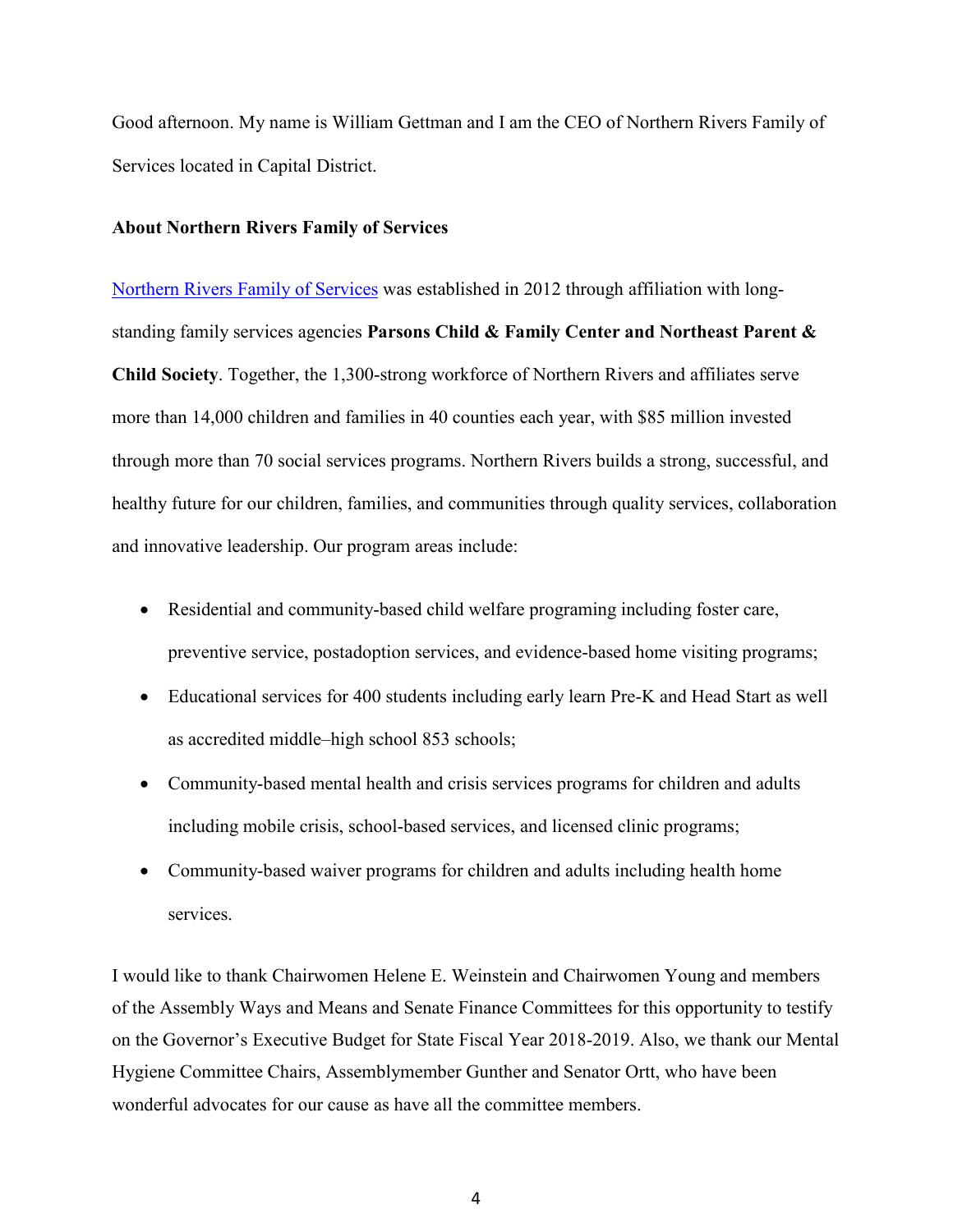Good afternoon. My name is William Gettman and I am the CEO of Northern Rivers Family of Services located in Capital District.

**About Northern Rivers Family of Services**

Northern Rivers Family of Services was established in 2012 through affiliation with long-standing family services agencies **Parsons Child & Family Center and Northeast Parent & Child Society**. Together, the 1,300-strong workforce of Northern Rivers and affiliates serve more than 14,000 children and families in 40 counties each year, with $85 million invested through more than 70 social services programs. Northern Rivers builds a strong, successful, and healthy future for our children, families, and communities through quality services, collaboration and innovative leadership. Our program areas include:

- Residential and community-based child welfare programing including foster care, preventive service, postadoption services, and evidence-based home visiting programs;
- Educational services for 400 students including early learn Pre-K and Head Start as well as accredited middle–high school 853 schools;
- Community-based mental health and crisis services programs for children and adults including mobile crisis, school-based services, and licensed clinic programs;
- Community-based waiver programs for children and adults including health home services.

I would like to thank Chairwomen Helene E. Weinstein and Chairwomen Young and members of the Assembly Ways and Means and Senate Finance Committees for this opportunity to testify on the Governor's Executive Budget for State Fiscal Year 2018-2019. Also, we thank our Mental Hygiene Committee Chairs, Assemblymember Gunther and Senator Ortt, who have been wonderful advocates for our cause as have all the committee members.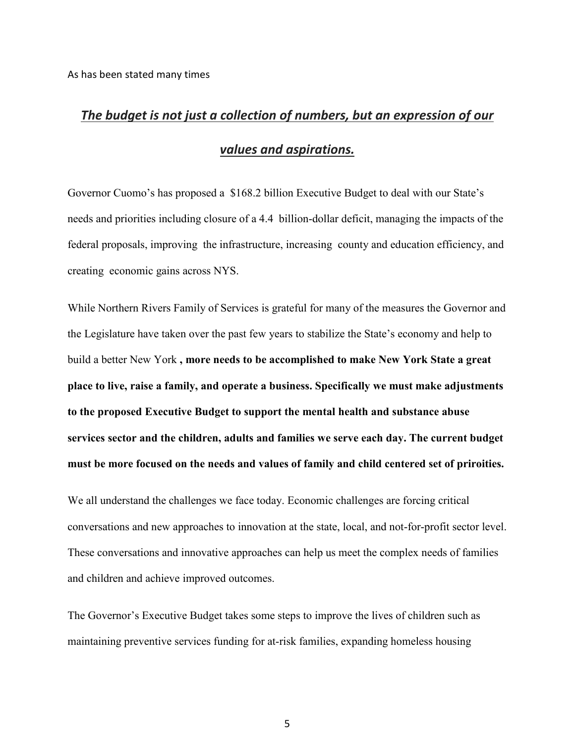As has been stated many times

***<u>The budget is not just a collection of numbers, but an expression of our values and aspirations.</u>***

Governor Cuomo's has proposed a $168.2 billion Executive Budget to deal with our State's needs and priorities including closure of a 4.4 billion-dollar deficit, managing the impacts of the federal proposals, improving the infrastructure, increasing county and education efficiency, and creating economic gains across NYS.

While Northern Rivers Family of Services is grateful for many of the measures the Governor and the Legislature have taken over the past few years to stabilize the State's economy and help to build a better New York **, more needs to be accomplished to make New York State a great place to live, raise a family, and operate a business. Specifically we must make adjustments to the proposed Executive Budget to support the mental health and substance abuse services sector and the children, adults and families we serve each day. The current budget must be more focused on the needs and values of family and child centered set of priroities.**

We all understand the challenges we face today. Economic challenges are forcing critical conversations and new approaches to innovation at the state, local, and not-for-profit sector level. These conversations and innovative approaches can help us meet the complex needs of families and children and achieve improved outcomes.

The Governor's Executive Budget takes some steps to improve the lives of children such as maintaining preventive services funding for at-risk families, expanding homeless housing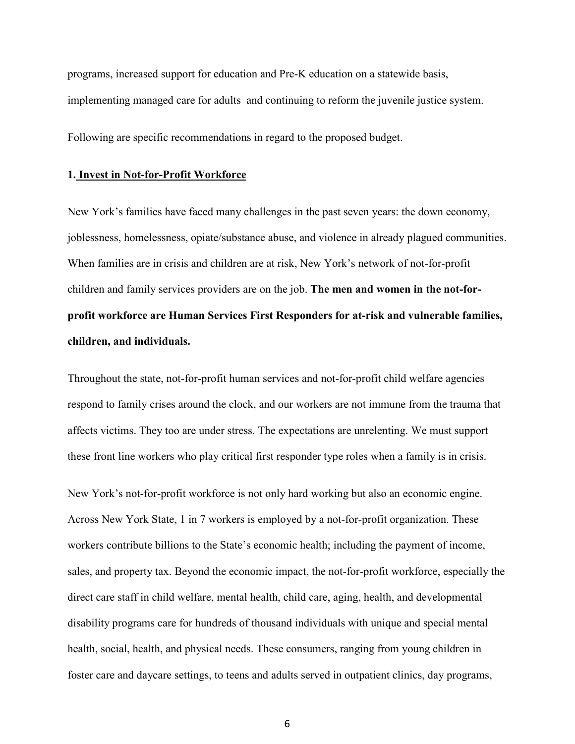programs, increased support for education and Pre-K education on a statewide basis, implementing managed care for adults and continuing to reform the juvenile justice system.

Following are specific recommendations in regard to the proposed budget.

### 1. Invest in Not-for-Profit Workforce

New York's families have faced many challenges in the past seven years: the down economy, joblessness, homelessness, opiate/substance abuse, and violence in already plagued communities. When families are in crisis and children are at risk, New York's network of not-for-profit children and family services providers are on the job. **The men and women in the not-for-profit workforce are Human Services First Responders for at-risk and vulnerable families, children, and individuals.**

Throughout the state, not-for-profit human services and not-for-profit child welfare agencies respond to family crises around the clock, and our workers are not immune from the trauma that affects victims. They too are under stress. The expectations are unrelenting. We must support these front line workers who play critical first responder type roles when a family is in crisis.

New York's not-for-profit workforce is not only hard working but also an economic engine. Across New York State, 1 in 7 workers is employed by a not-for-profit organization. These workers contribute billions to the State's economic health; including the payment of income, sales, and property tax. Beyond the economic impact, the not-for-profit workforce, especially the direct care staff in child welfare, mental health, child care, aging, health, and developmental disability programs care for hundreds of thousand individuals with unique and special mental health, social, health, and physical needs. These consumers, ranging from young children in foster care and daycare settings, to teens and adults served in outpatient clinics, day programs,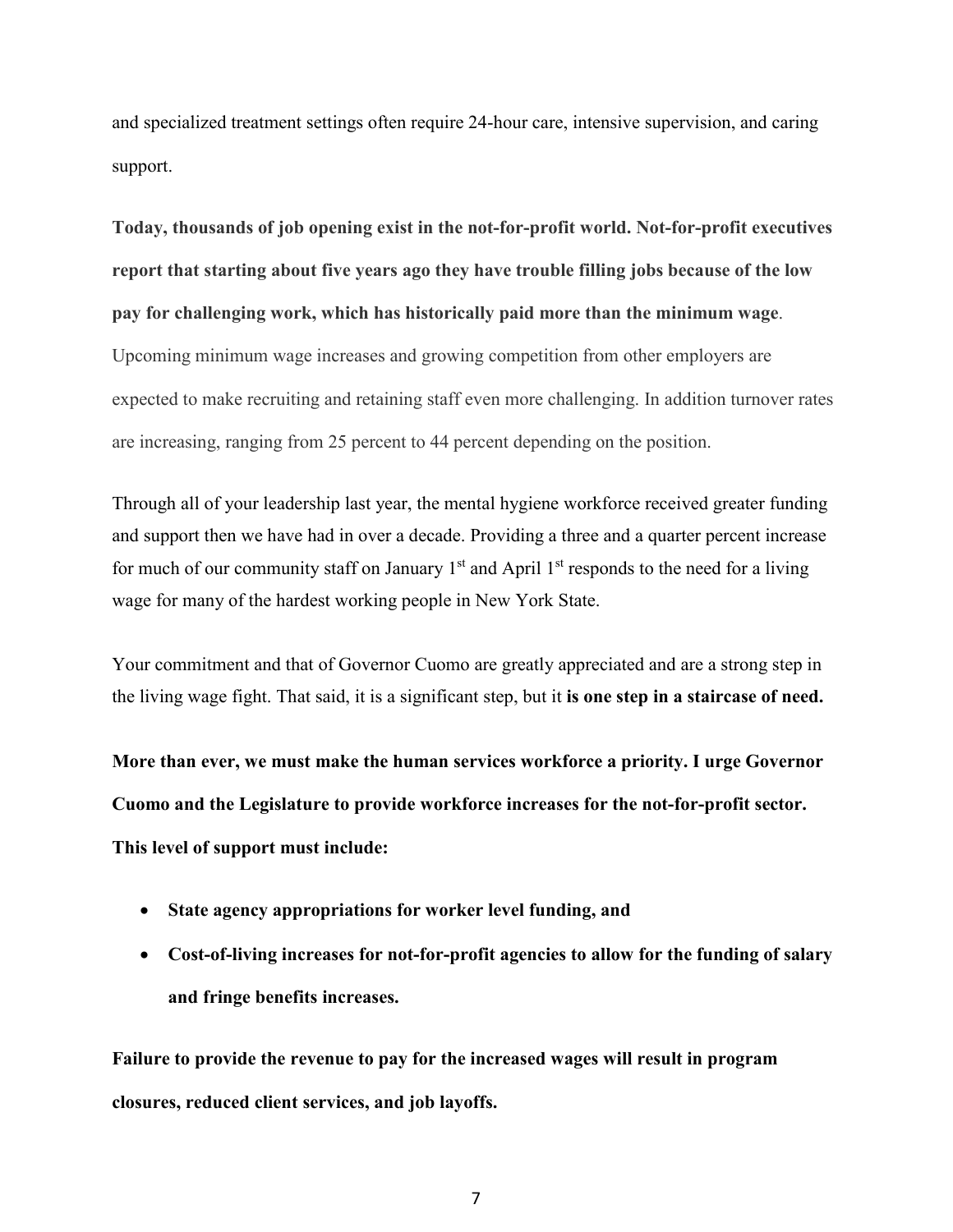and specialized treatment settings often require 24-hour care, intensive supervision, and caring support.

**Today, thousands of job opening exist in the not-for-profit world. Not-for-profit executives report that starting about five years ago they have trouble filling jobs because of the low pay for challenging work, which has historically paid more than the minimum wage**. Upcoming minimum wage increases and growing competition from other employers are expected to make recruiting and retaining staff even more challenging. In addition turnover rates are increasing, ranging from 25 percent to 44 percent depending on the position.

Through all of your leadership last year, the mental hygiene workforce received greater funding and support then we have had in over a decade. Providing a three and a quarter percent increase for much of our community staff on January 1st and April 1st responds to the need for a living wage for many of the hardest working people in New York State.

Your commitment and that of Governor Cuomo are greatly appreciated and are a strong step in the living wage fight. That said, it is a significant step, but it **is one step in a staircase of need.**

**More than ever, we must make the human services workforce a priority. I urge Governor Cuomo and the Legislature to provide workforce increases for the not-for-profit sector. This level of support must include:**

- **State agency appropriations for worker level funding, and**
- **Cost-of-living increases for not-for-profit agencies to allow for the funding of salary and fringe benefits increases.**

**Failure to provide the revenue to pay for the increased wages will result in program closures, reduced client services, and job layoffs.**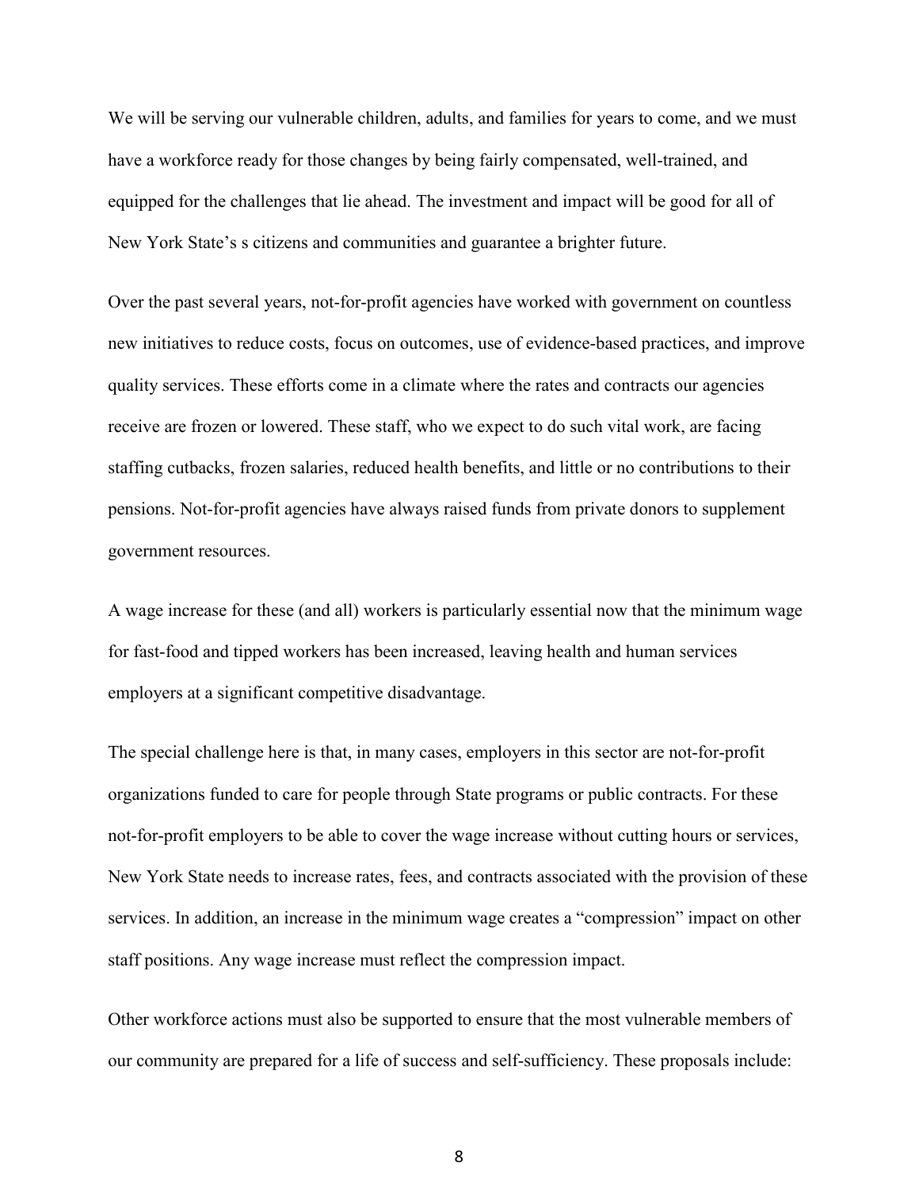We will be serving our vulnerable children, adults, and families for years to come, and we must have a workforce ready for those changes by being fairly compensated, well-trained, and equipped for the challenges that lie ahead. The investment and impact will be good for all of New York State's s citizens and communities and guarantee a brighter future.

Over the past several years, not-for-profit agencies have worked with government on countless new initiatives to reduce costs, focus on outcomes, use of evidence-based practices, and improve quality services. These efforts come in a climate where the rates and contracts our agencies receive are frozen or lowered. These staff, who we expect to do such vital work, are facing staffing cutbacks, frozen salaries, reduced health benefits, and little or no contributions to their pensions. Not-for-profit agencies have always raised funds from private donors to supplement government resources.

A wage increase for these (and all) workers is particularly essential now that the minimum wage for fast-food and tipped workers has been increased, leaving health and human services employers at a significant competitive disadvantage.

The special challenge here is that, in many cases, employers in this sector are not-for-profit organizations funded to care for people through State programs or public contracts. For these not-for-profit employers to be able to cover the wage increase without cutting hours or services, New York State needs to increase rates, fees, and contracts associated with the provision of these services. In addition, an increase in the minimum wage creates a "compression" impact on other staff positions. Any wage increase must reflect the compression impact.

Other workforce actions must also be supported to ensure that the most vulnerable members of our community are prepared for a life of success and self-sufficiency. These proposals include: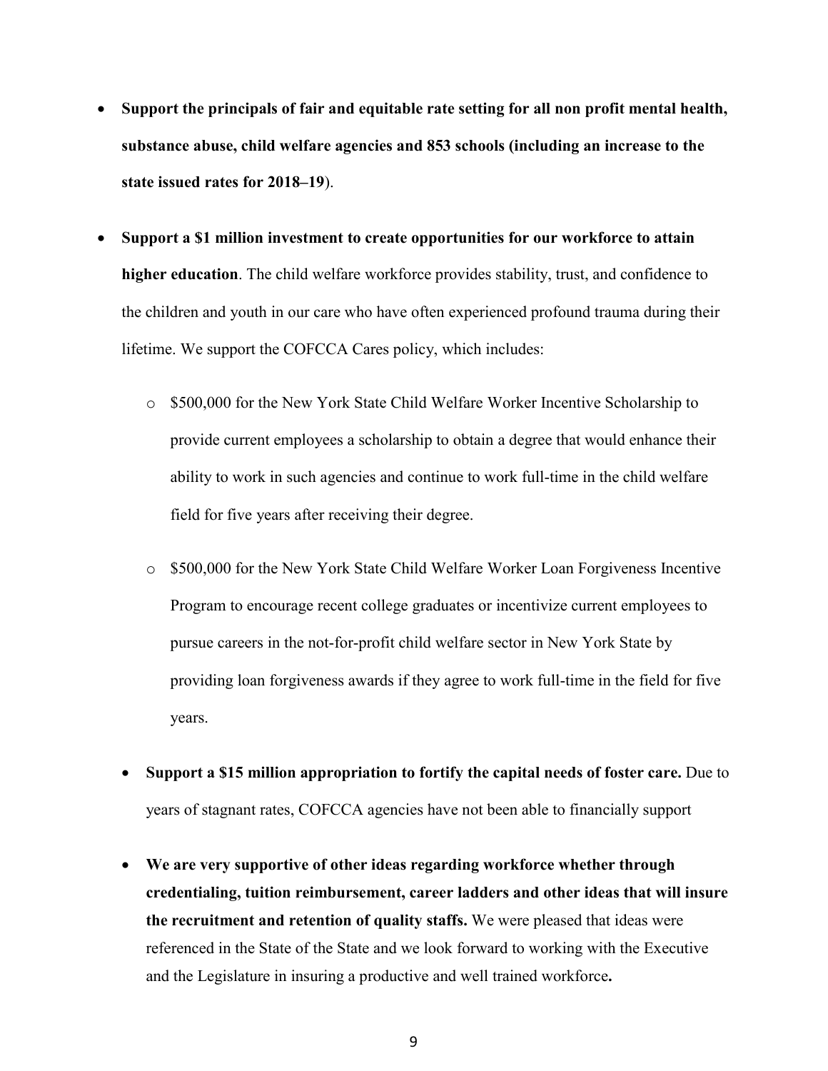- **Support the principals of fair and equitable rate setting for all non profit mental health, substance abuse, child welfare agencies and 853 schools (including an increase to the state issued rates for 2018–19**).

- **Support a $1 million investment to create opportunities for our workforce to attain higher education**. The child welfare workforce provides stability, trust, and confidence to the children and youth in our care who have often experienced profound trauma during their lifetime. We support the COFCCA Cares policy, which includes:
  - $500,000 for the New York State Child Welfare Worker Incentive Scholarship to provide current employees a scholarship to obtain a degree that would enhance their ability to work in such agencies and continue to work full-time in the child welfare field for five years after receiving their degree.
  - $500,000 for the New York State Child Welfare Worker Loan Forgiveness Incentive Program to encourage recent college graduates or incentivize current employees to pursue careers in the not-for-profit child welfare sector in New York State by providing loan forgiveness awards if they agree to work full-time in the field for five years.

- **Support a $15 million appropriation to fortify the capital needs of foster care.** Due to years of stagnant rates, COFCCA agencies have not been able to financially support

- **We are very supportive of other ideas regarding workforce whether through credentialing, tuition reimbursement, career ladders and other ideas that will insure the recruitment and retention of quality staffs.** We were pleased that ideas were referenced in the State of the State and we look forward to working with the Executive and the Legislature in insuring a productive and well trained workforce**.**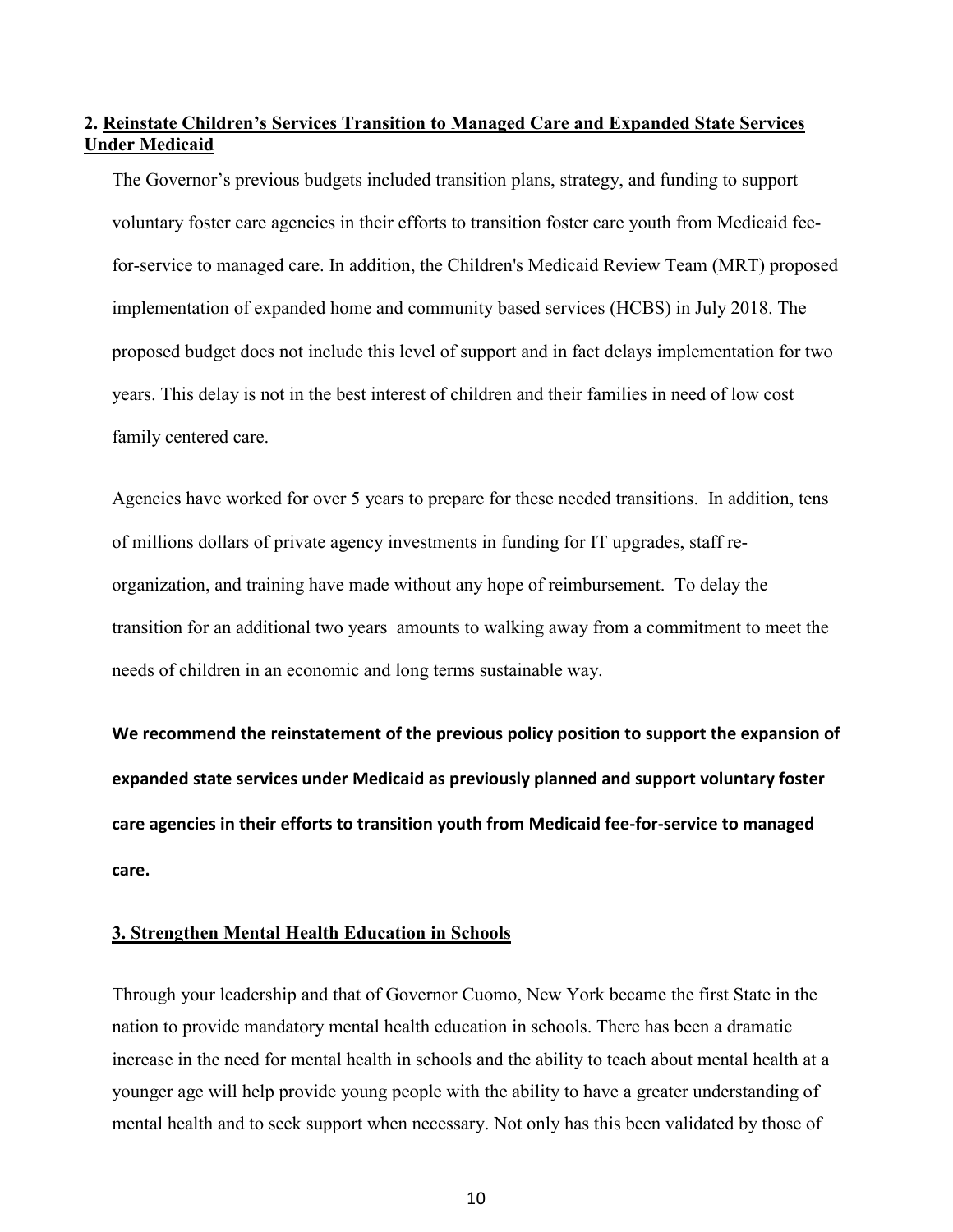**2. <u>Reinstate Children's Services Transition to Managed Care and Expanded State Services Under Medicaid</u>**

The Governor's previous budgets included transition plans, strategy, and funding to support voluntary foster care agencies in their efforts to transition foster care youth from Medicaid fee-for-service to managed care. In addition, the Children's Medicaid Review Team (MRT) proposed implementation of expanded home and community based services (HCBS) in July 2018. The proposed budget does not include this level of support and in fact delays implementation for two years. This delay is not in the best interest of children and their families in need of low cost family centered care.

Agencies have worked for over 5 years to prepare for these needed transitions. In addition, tens of millions dollars of private agency investments in funding for IT upgrades, staff re-organization, and training have made without any hope of reimbursement. To delay the transition for an additional two years amounts to walking away from a commitment to meet the needs of children in an economic and long terms sustainable way.

**We recommend the reinstatement of the previous policy position to support the expansion of expanded state services under Medicaid as previously planned and support voluntary foster care agencies in their efforts to transition youth from Medicaid fee-for-service to managed care.**

**3. <u>Strengthen Mental Health Education in Schools</u>**

Through your leadership and that of Governor Cuomo, New York became the first State in the nation to provide mandatory mental health education in schools. There has been a dramatic increase in the need for mental health in schools and the ability to teach about mental health at a younger age will help provide young people with the ability to have a greater understanding of mental health and to seek support when necessary. Not only has this been validated by those of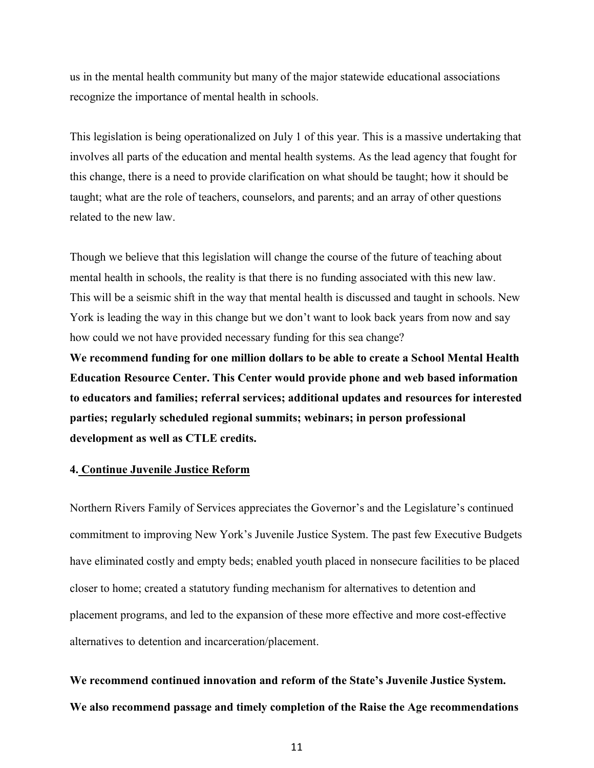us in the mental health community but many of the major statewide educational associations recognize the importance of mental health in schools.

This legislation is being operationalized on July 1 of this year. This is a massive undertaking that involves all parts of the education and mental health systems. As the lead agency that fought for this change, there is a need to provide clarification on what should be taught; how it should be taught; what are the role of teachers, counselors, and parents; and an array of other questions related to the new law.

Though we believe that this legislation will change the course of the future of teaching about mental health in schools, the reality is that there is no funding associated with this new law. This will be a seismic shift in the way that mental health is discussed and taught in schools. New York is leading the way in this change but we don't want to look back years from now and say how could we not have provided necessary funding for this sea change?

**We recommend funding for one million dollars to be able to create a School Mental Health Education Resource Center. This Center would provide phone and web based information to educators and families; referral services; additional updates and resources for interested parties; regularly scheduled regional summits; webinars; in person professional development as well as CTLE credits.**

**4. Continue Juvenile Justice Reform**

Northern Rivers Family of Services appreciates the Governor's and the Legislature's continued commitment to improving New York's Juvenile Justice System. The past few Executive Budgets have eliminated costly and empty beds; enabled youth placed in nonsecure facilities to be placed closer to home; created a statutory funding mechanism for alternatives to detention and placement programs, and led to the expansion of these more effective and more cost-effective alternatives to detention and incarceration/placement.

**We recommend continued innovation and reform of the State's Juvenile Justice System. We also recommend passage and timely completion of the Raise the Age recommendations**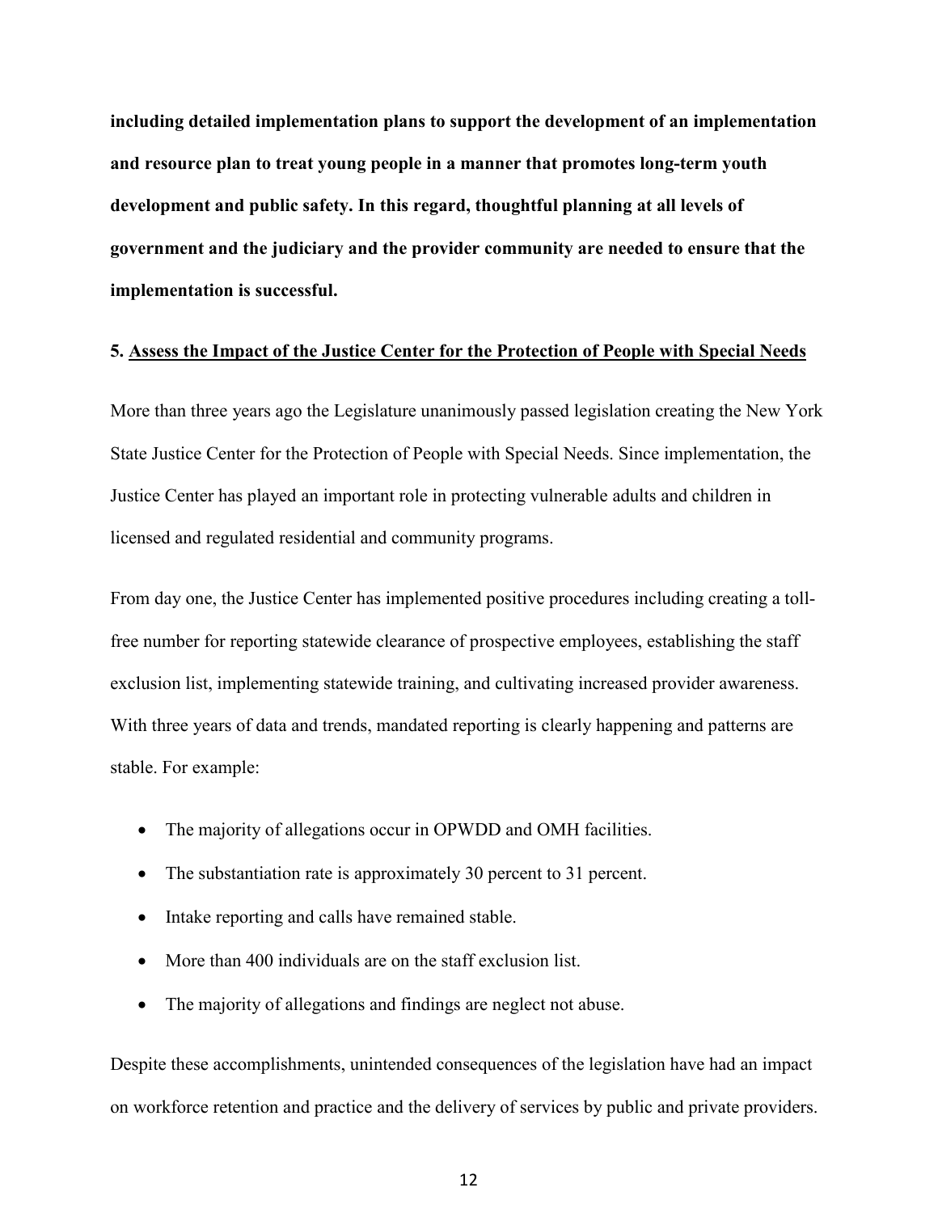**including detailed implementation plans to support the development of an implementation and resource plan to treat young people in a manner that promotes long-term youth development and public safety. In this regard, thoughtful planning at all levels of government and the judiciary and the provider community are needed to ensure that the implementation is successful.**

**5. <u>Assess the Impact of the Justice Center for the Protection of People with Special Needs</u>**

More than three years ago the Legislature unanimously passed legislation creating the New York State Justice Center for the Protection of People with Special Needs. Since implementation, the Justice Center has played an important role in protecting vulnerable adults and children in licensed and regulated residential and community programs.

From day one, the Justice Center has implemented positive procedures including creating a toll-free number for reporting statewide clearance of prospective employees, establishing the staff exclusion list, implementing statewide training, and cultivating increased provider awareness. With three years of data and trends, mandated reporting is clearly happening and patterns are stable. For example:

- The majority of allegations occur in OPWDD and OMH facilities.
- The substantiation rate is approximately 30 percent to 31 percent.
- Intake reporting and calls have remained stable.
- More than 400 individuals are on the staff exclusion list.
- The majority of allegations and findings are neglect not abuse.

Despite these accomplishments, unintended consequences of the legislation have had an impact on workforce retention and practice and the delivery of services by public and private providers.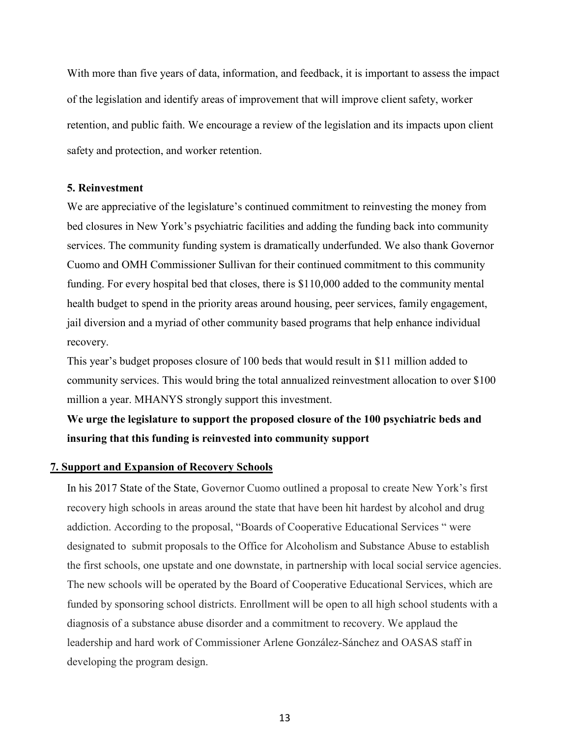With more than five years of data, information, and feedback, it is important to assess the impact of the legislation and identify areas of improvement that will improve client safety, worker retention, and public faith. We encourage a review of the legislation and its impacts upon client safety and protection, and worker retention.

### 5. Reinvestment

We are appreciative of the legislature's continued commitment to reinvesting the money from bed closures in New York's psychiatric facilities and adding the funding back into community services. The community funding system is dramatically underfunded. We also thank Governor Cuomo and OMH Commissioner Sullivan for their continued commitment to this community funding. For every hospital bed that closes, there is $110,000 added to the community mental health budget to spend in the priority areas around housing, peer services, family engagement, jail diversion and a myriad of other community based programs that help enhance individual recovery.

This year's budget proposes closure of 100 beds that would result in $11 million added to community services. This would bring the total annualized reinvestment allocation to over $100 million a year. MHANYS strongly support this investment.

**We urge the legislature to support the proposed closure of the 100 psychiatric beds and insuring that this funding is reinvested into community support**

### 7. Support and Expansion of Recovery Schools

In his 2017 State of the State, Governor Cuomo outlined a proposal to create New York's first recovery high schools in areas around the state that have been hit hardest by alcohol and drug addiction. According to the proposal, "Boards of Cooperative Educational Services " were designated to submit proposals to the Office for Alcoholism and Substance Abuse to establish the first schools, one upstate and one downstate, in partnership with local social service agencies. The new schools will be operated by the Board of Cooperative Educational Services, which are funded by sponsoring school districts. Enrollment will be open to all high school students with a diagnosis of a substance abuse disorder and a commitment to recovery. We applaud the leadership and hard work of Commissioner Arlene González-Sánchez and OASAS staff in developing the program design.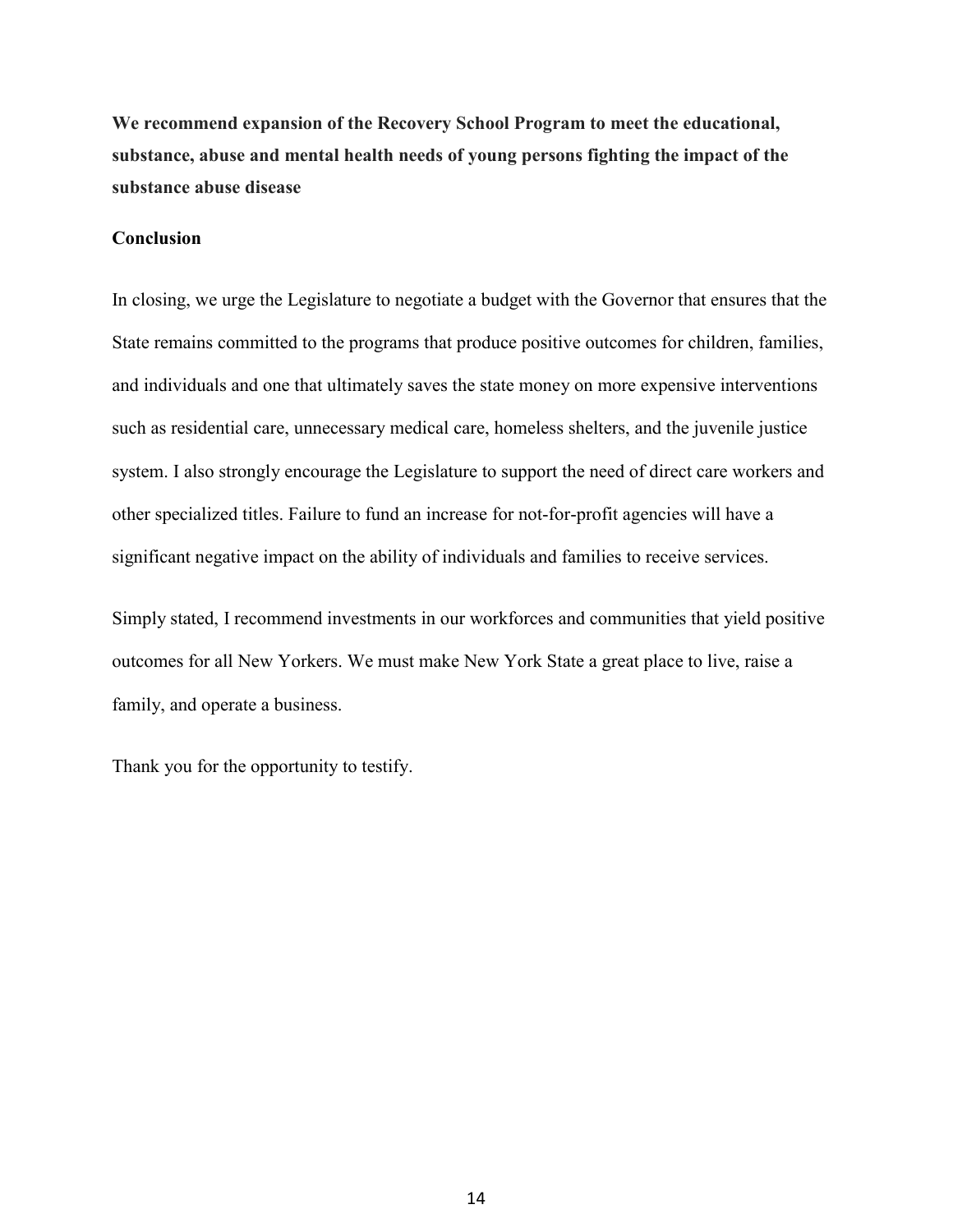**We recommend expansion of the Recovery School Program to meet the educational, substance, abuse and mental health needs of young persons fighting the impact of the substance abuse disease**

**Conclusion**

In closing, we urge the Legislature to negotiate a budget with the Governor that ensures that the State remains committed to the programs that produce positive outcomes for children, families, and individuals and one that ultimately saves the state money on more expensive interventions such as residential care, unnecessary medical care, homeless shelters, and the juvenile justice system. I also strongly encourage the Legislature to support the need of direct care workers and other specialized titles. Failure to fund an increase for not-for-profit agencies will have a significant negative impact on the ability of individuals and families to receive services.

Simply stated, I recommend investments in our workforces and communities that yield positive outcomes for all New Yorkers. We must make New York State a great place to live, raise a family, and operate a business.

Thank you for the opportunity to testify.